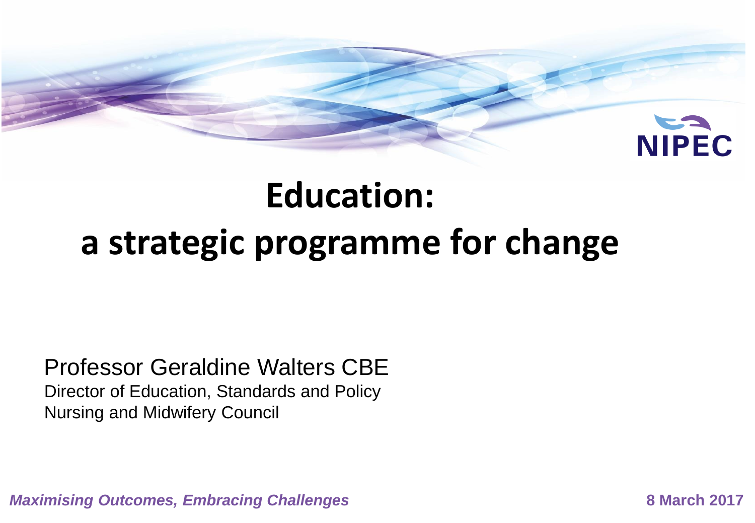NIPEC

# Education: a strategic programme for change

Professor Geraldine Walters CBE
Director of Education, Standards and Policy
Nursing and Midwifery Council

*Maximising Outcomes, Embracing Challenges* **8 March 2017**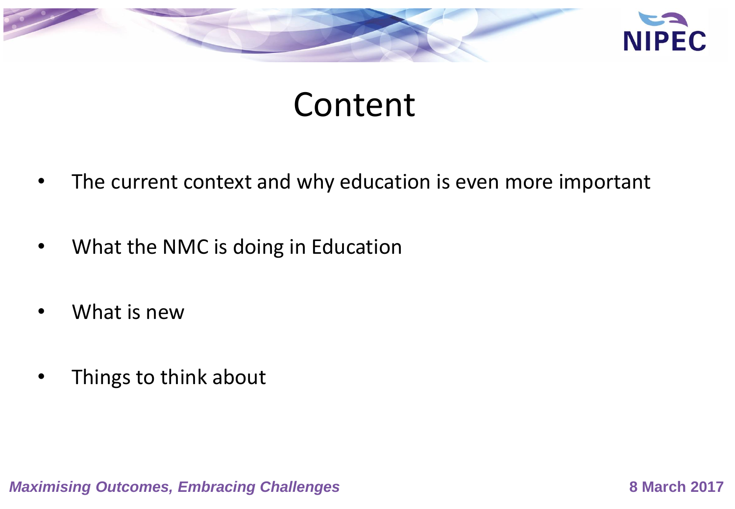# Content

- The current context and why education is even more important
- What the NMC is doing in Education
- What is new
- Things to think about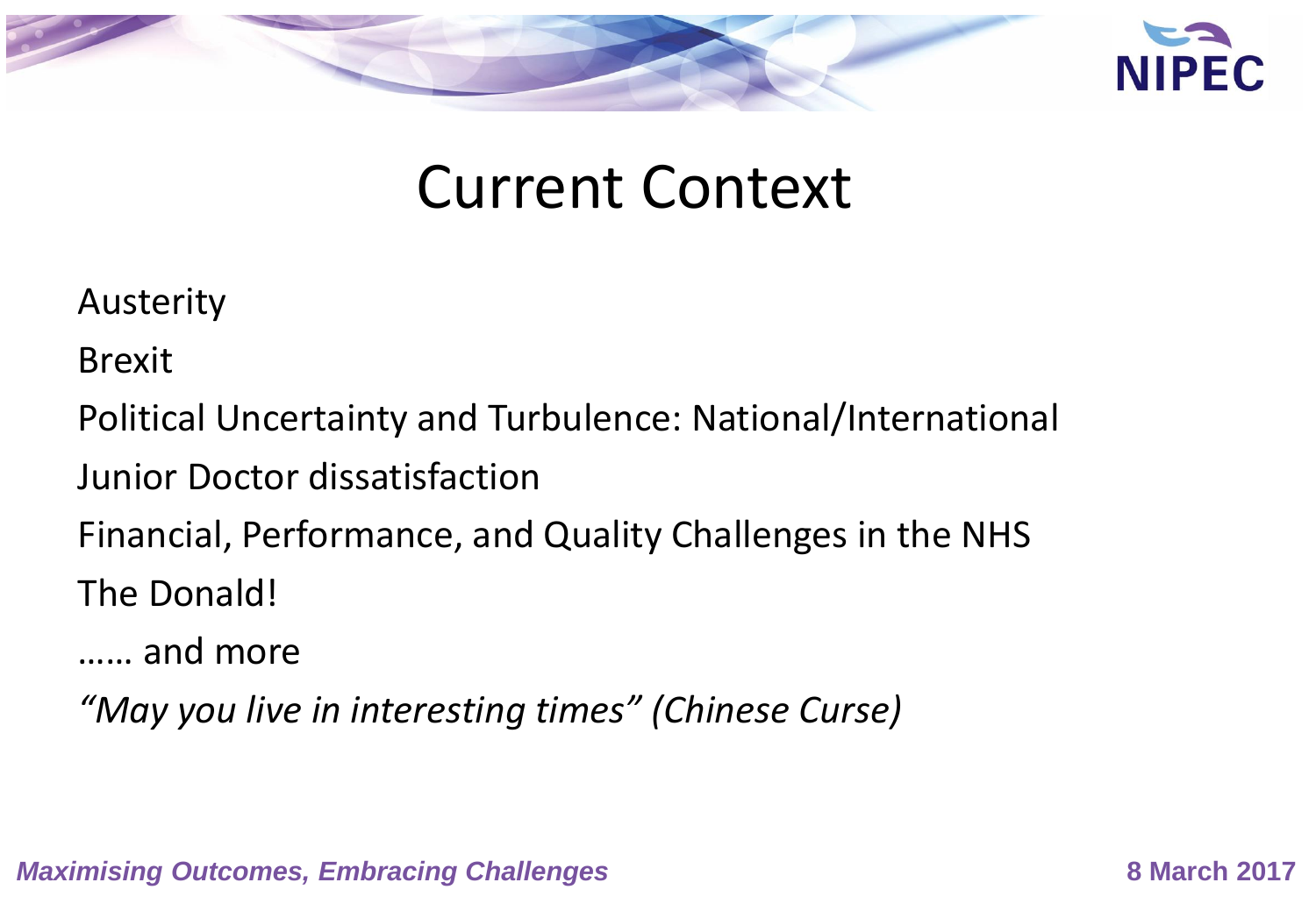# Current Context

Austerity

Brexit

Political Uncertainty and Turbulence: National/International

Junior Doctor dissatisfaction

Financial, Performance, and Quality Challenges in the NHS

The Donald!

…… and more

*"May you live in interesting times" (Chinese Curse)*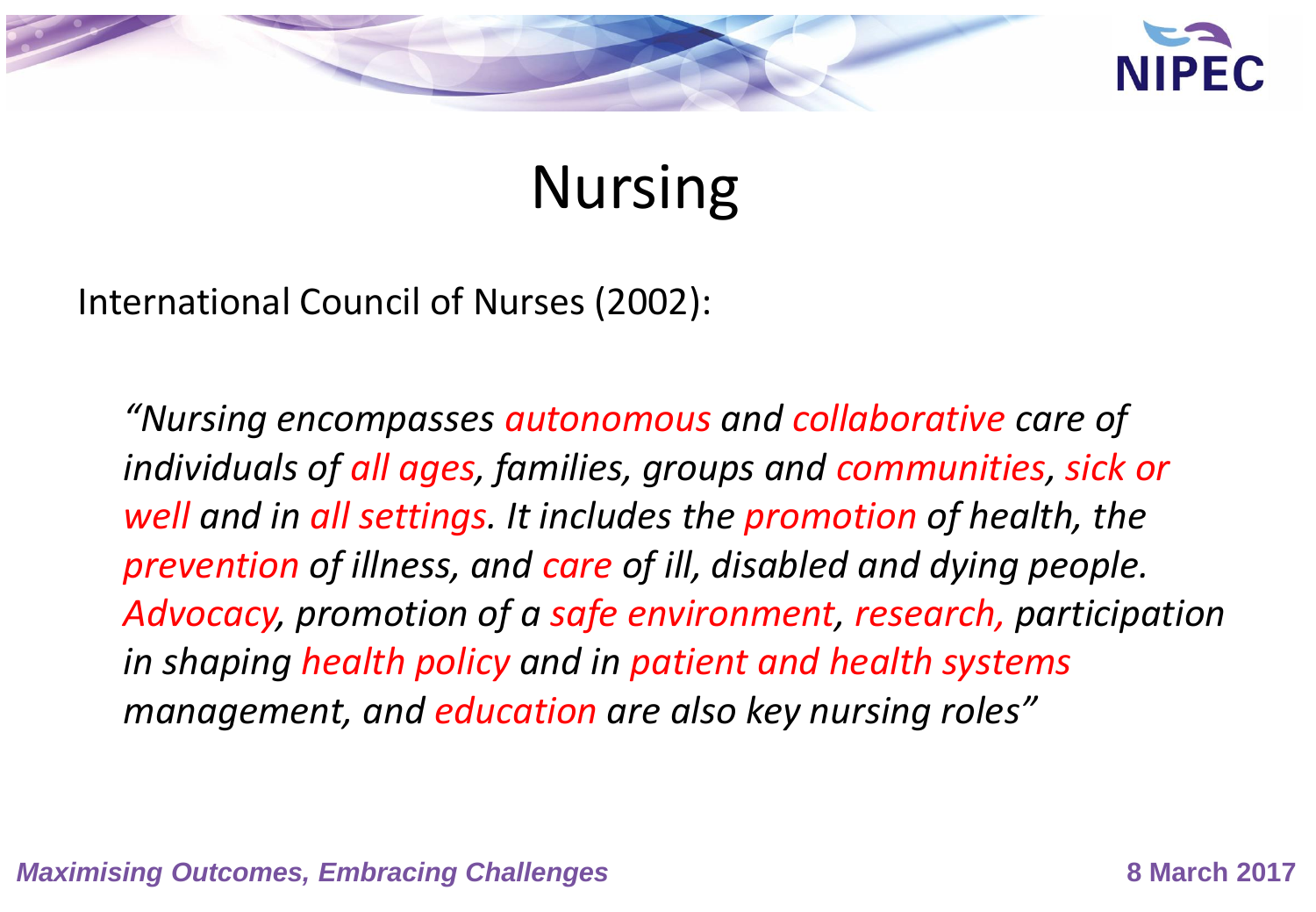# Nursing

International Council of Nurses (2002):

> *"Nursing encompasses autonomous and collaborative care of individuals of all ages, families, groups and communities, sick or well and in all settings. It includes the promotion of health, the prevention of illness, and care of ill, disabled and dying people. Advocacy, promotion of a safe environment, research, participation in shaping health policy and in patient and health systems management, and education are also key nursing roles"*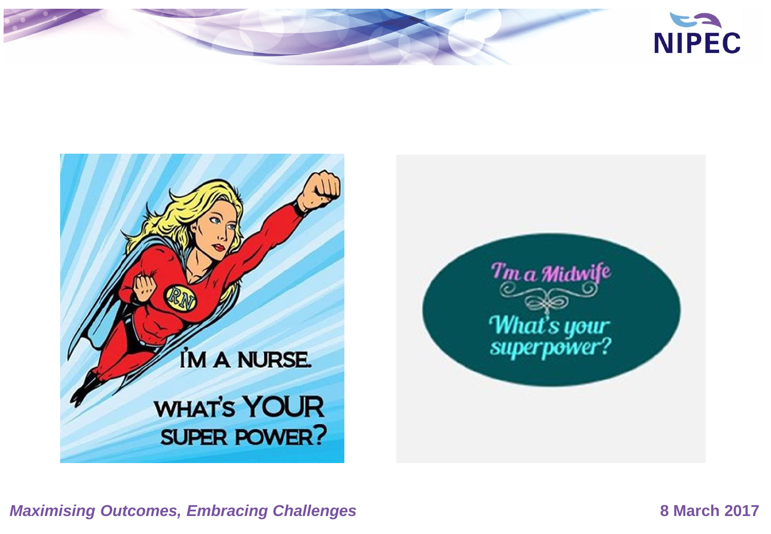I'M A NURSE.

WHAT'S YOUR SUPER POWER?

I'm a Midwife

What's your superpower?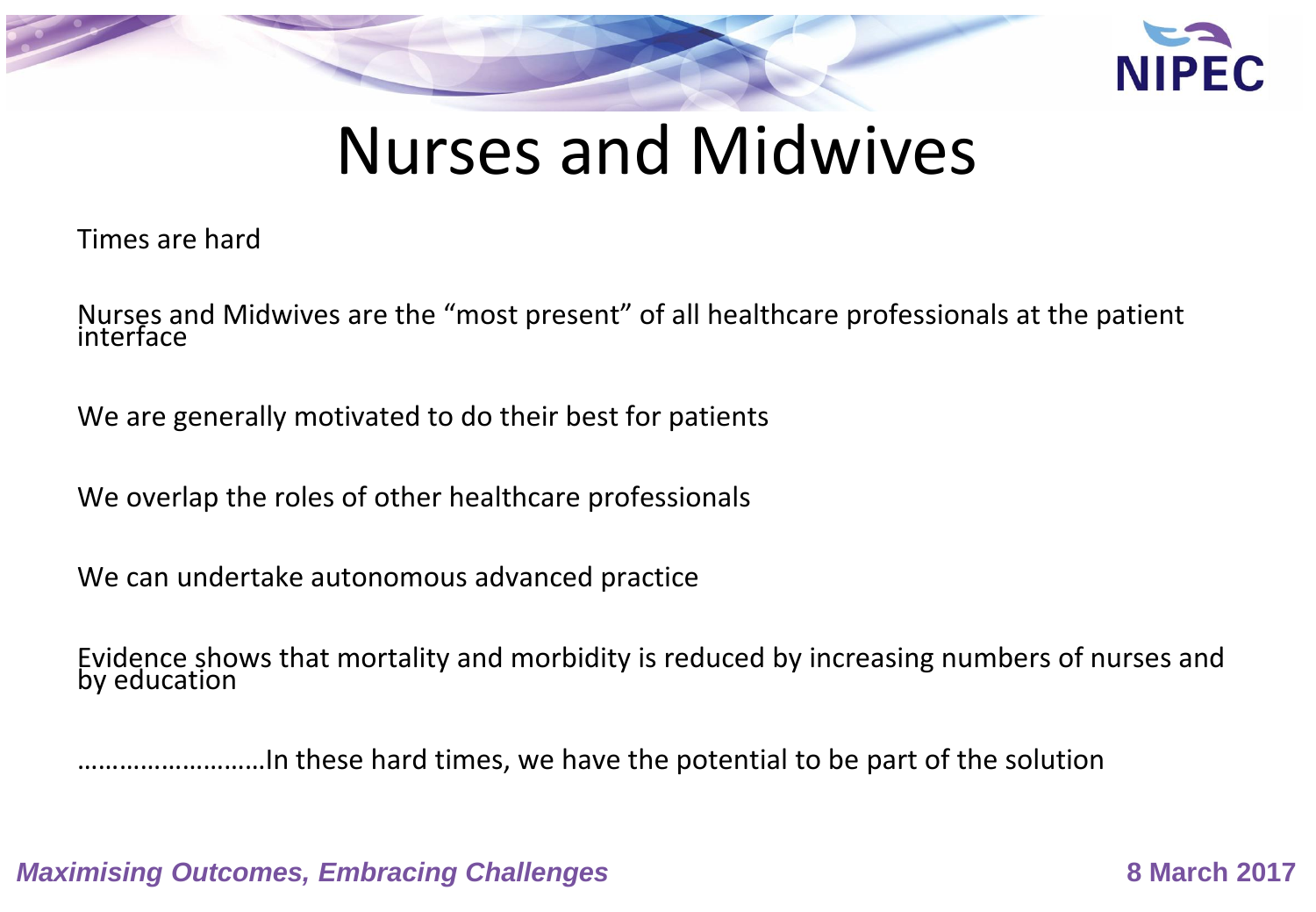# Nurses and Midwives

Times are hard

Nurses and Midwives are the “most present” of all healthcare professionals at the patient interface

We are generally motivated to do their best for patients

We overlap the roles of other healthcare professionals

We can undertake autonomous advanced practice

Evidence shows that mortality and morbidity is reduced by increasing numbers of nurses and by education

………………………In these hard times, we have the potential to be part of the solution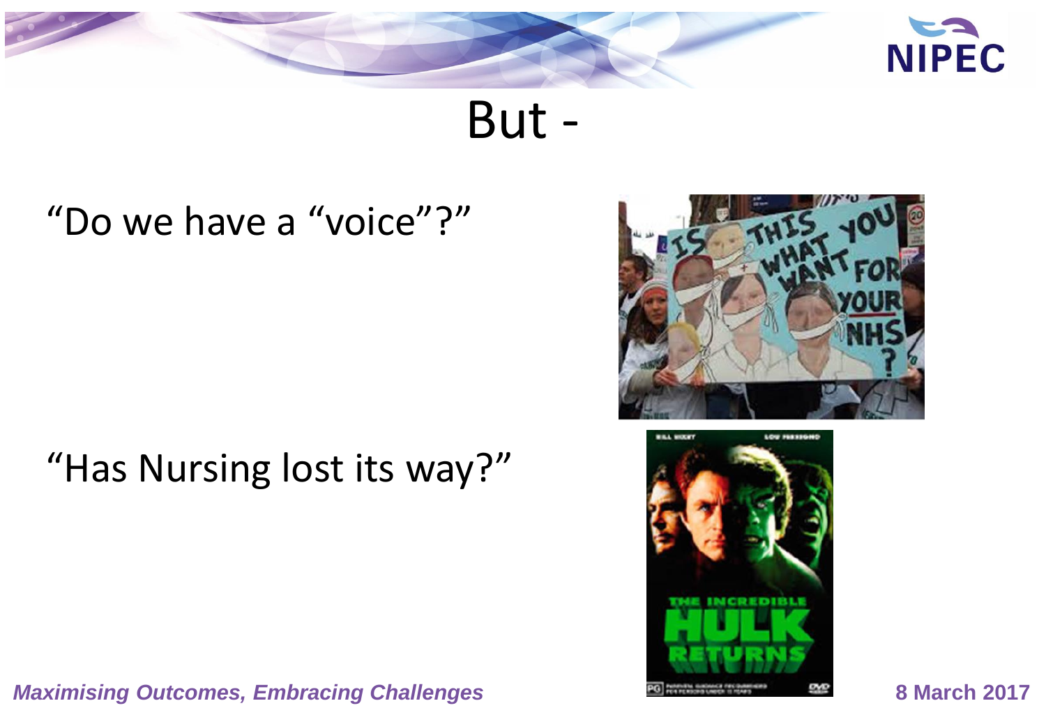# But -

"Do we have a "voice"?"

"Has Nursing lost its way?"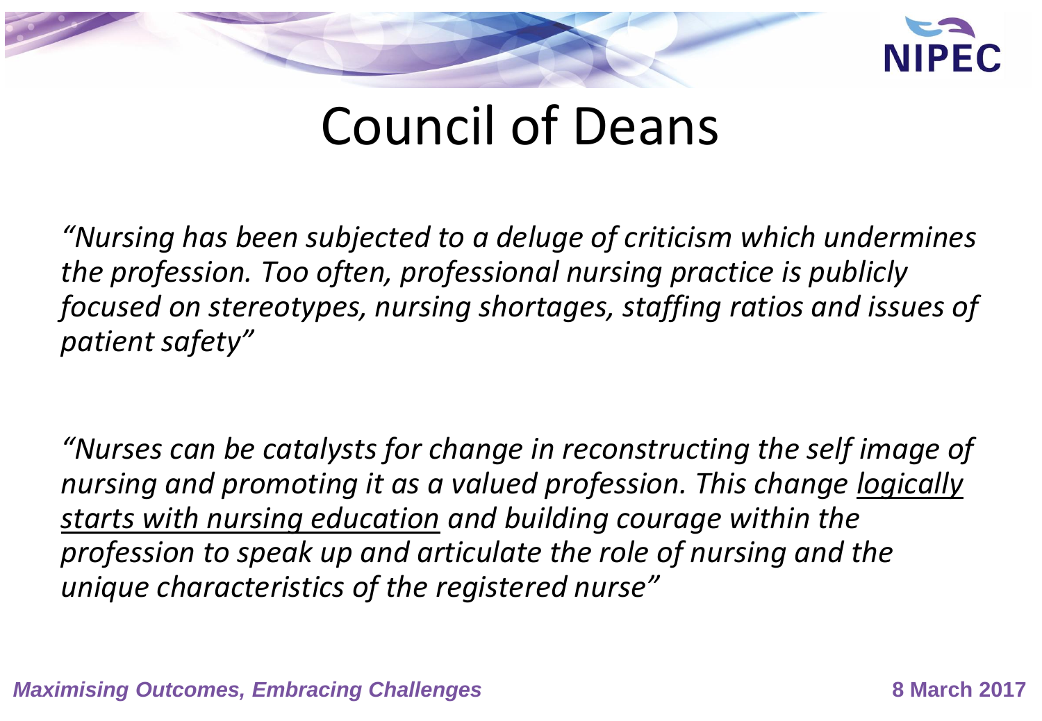# Council of Deans

*"Nursing has been subjected to a deluge of criticism which undermines the profession. Too often, professional nursing practice is publicly focused on stereotypes, nursing shortages, staffing ratios and issues of patient safety"*

*"Nurses can be catalysts for change in reconstructing the self image of nursing and promoting it as a valued profession. This change <u>logically starts with nursing education</u> and building courage within the profession to speak up and articulate the role of nursing and the unique characteristics of the registered nurse"*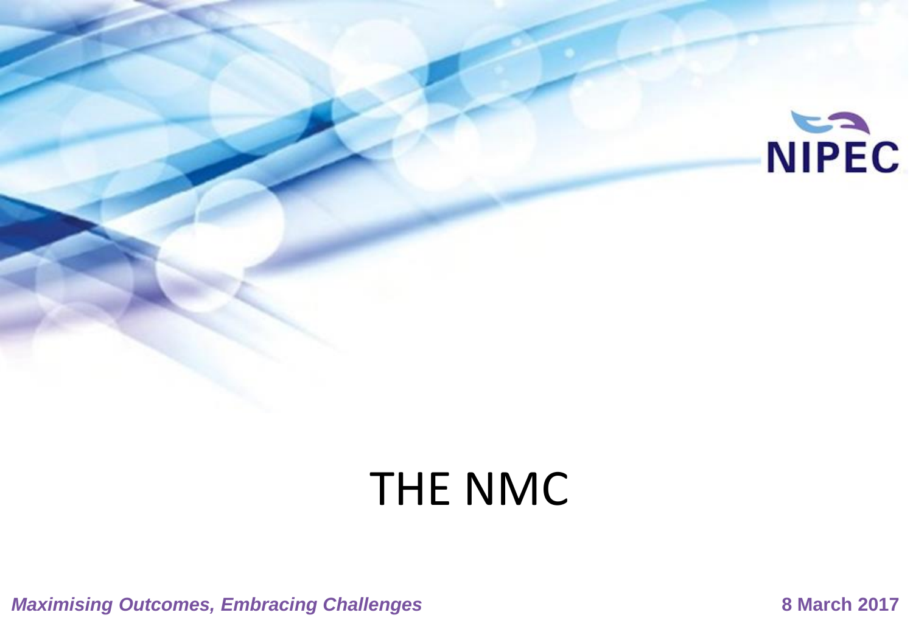# THE NMC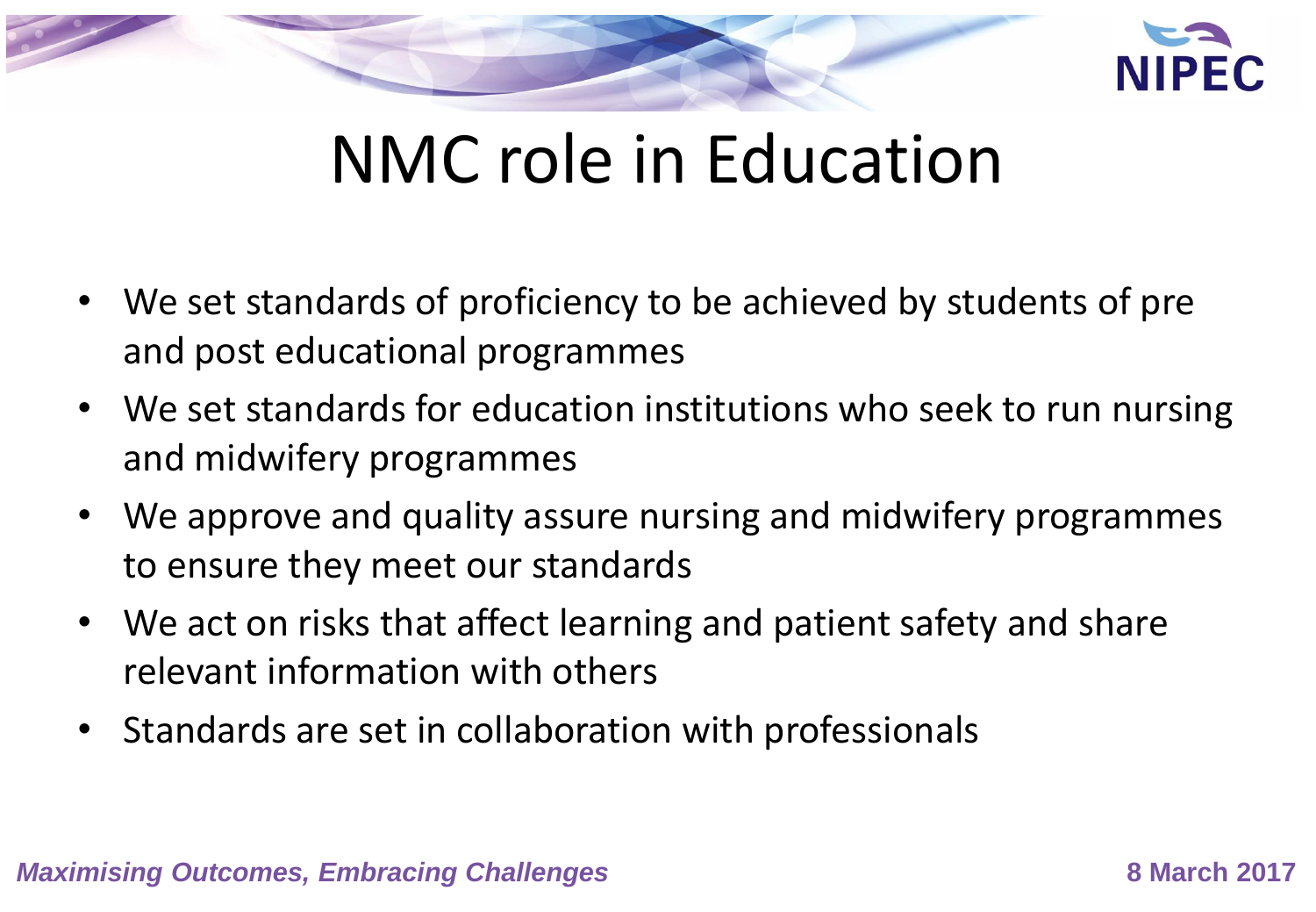# NMC role in Education

- We set standards of proficiency to be achieved by students of pre and post educational programmes
- We set standards for education institutions who seek to run nursing and midwifery programmes
- We approve and quality assure nursing and midwifery programmes to ensure they meet our standards
- We act on risks that affect learning and patient safety and share relevant information with others
- Standards are set in collaboration with professionals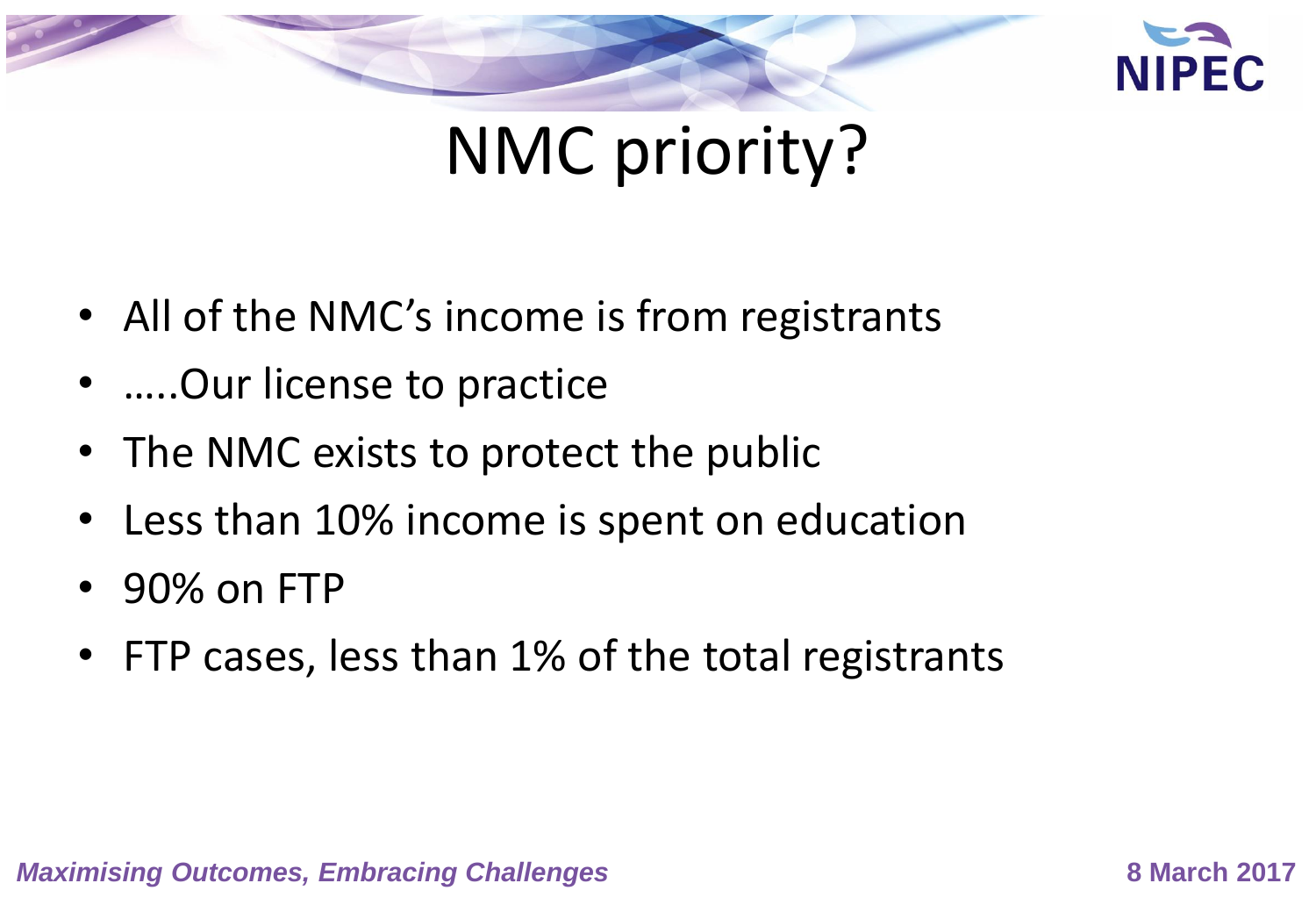# NMC priority?

- All of the NMC's income is from registrants
- …..Our license to practice
- The NMC exists to protect the public
- Less than 10% income is spent on education
- 90% on FTP
- FTP cases, less than 1% of the total registrants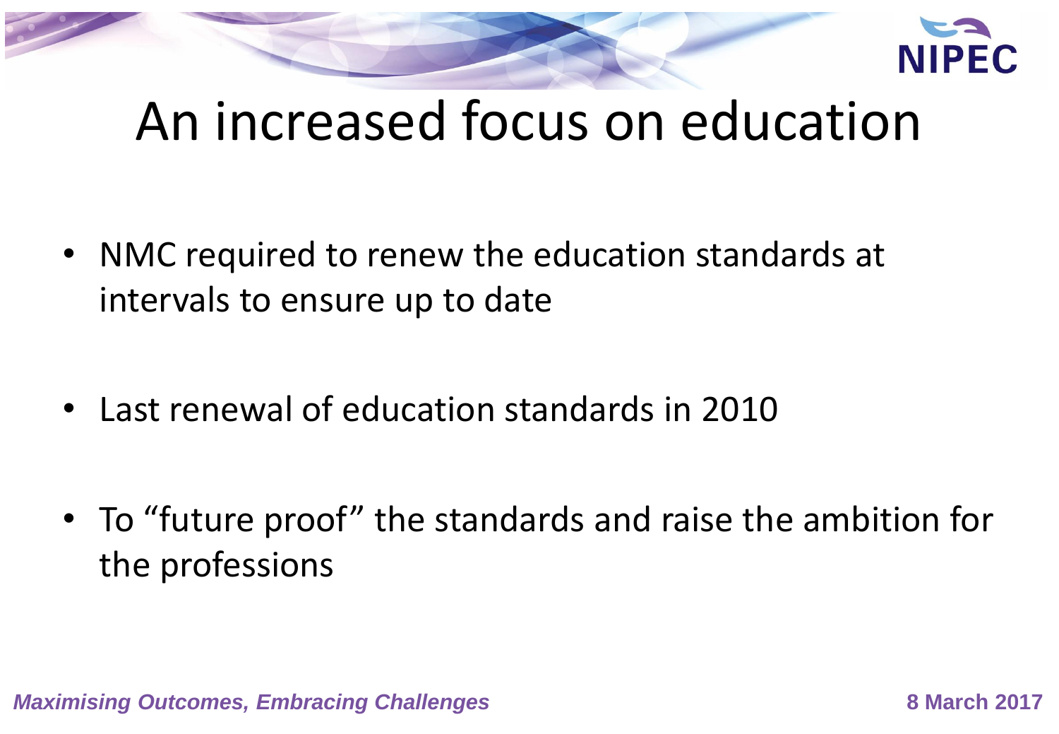# An increased focus on education

- NMC required to renew the education standards at intervals to ensure up to date
- Last renewal of education standards in 2010
- To “future proof” the standards and raise the ambition for the professions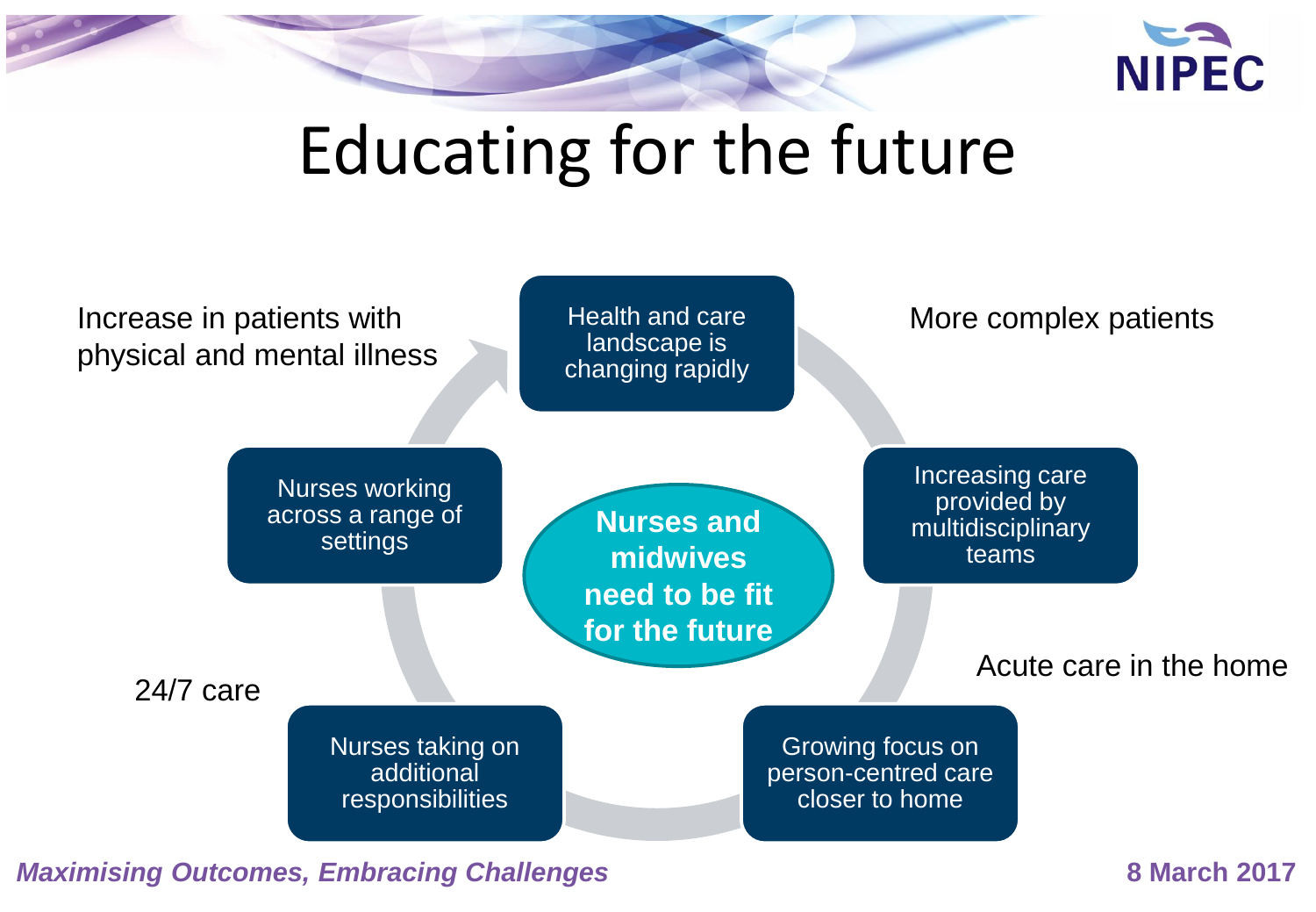# Educating for the future

**Nurses and midwives need to be fit for the future**

- Health and care landscape is changing rapidly
- Increasing care provided by multidisciplinary teams
- Growing focus on person-centred care closer to home
- Nurses taking on additional responsibilities
- Nurses working across a range of settings

More complex patients

Acute care in the home

24/7 care

Increase in patients with physical and mental illness

*Maximising Outcomes, Embracing Challenges*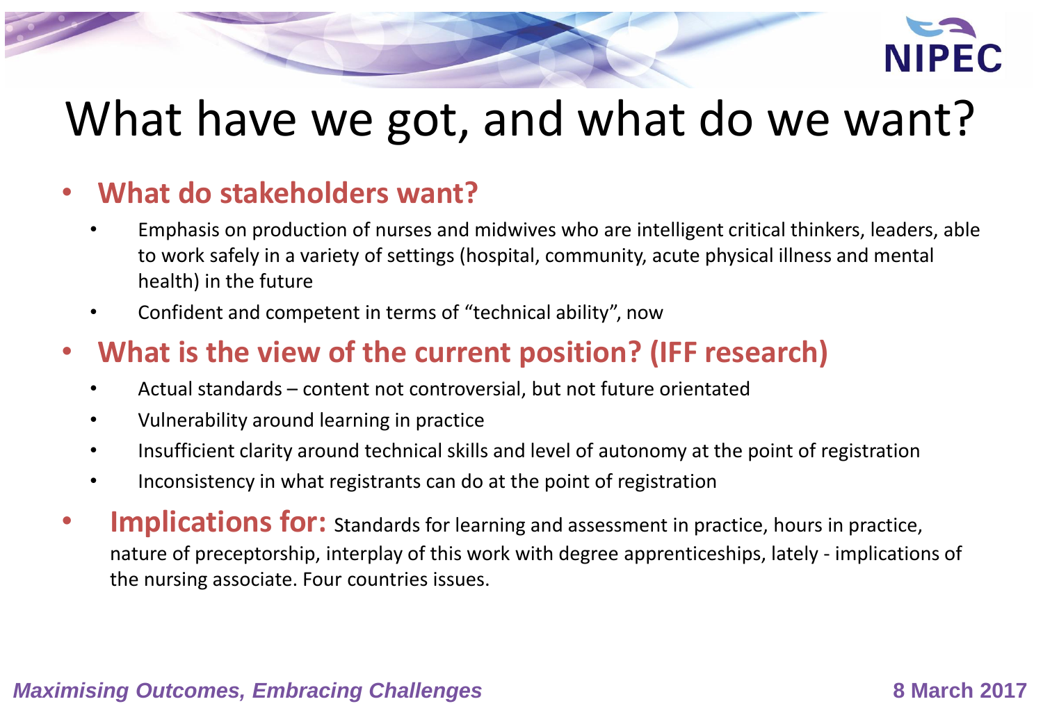# What have we got, and what do we want?

- **What do stakeholders want?**
  - Emphasis on production of nurses and midwives who are intelligent critical thinkers, leaders, able to work safely in a variety of settings (hospital, community, acute physical illness and mental health) in the future
  - Confident and competent in terms of "technical ability", now
- **What is the view of the current position? (IFF research)**
  - Actual standards – content not controversial, but not future orientated
  - Vulnerability around learning in practice
  - Insufficient clarity around technical skills and level of autonomy at the point of registration
  - Inconsistency in what registrants can do at the point of registration
- **Implications for:** Standards for learning and assessment in practice, hours in practice, nature of preceptorship, interplay of this work with degree apprenticeships, lately - implications of the nursing associate. Four countries issues.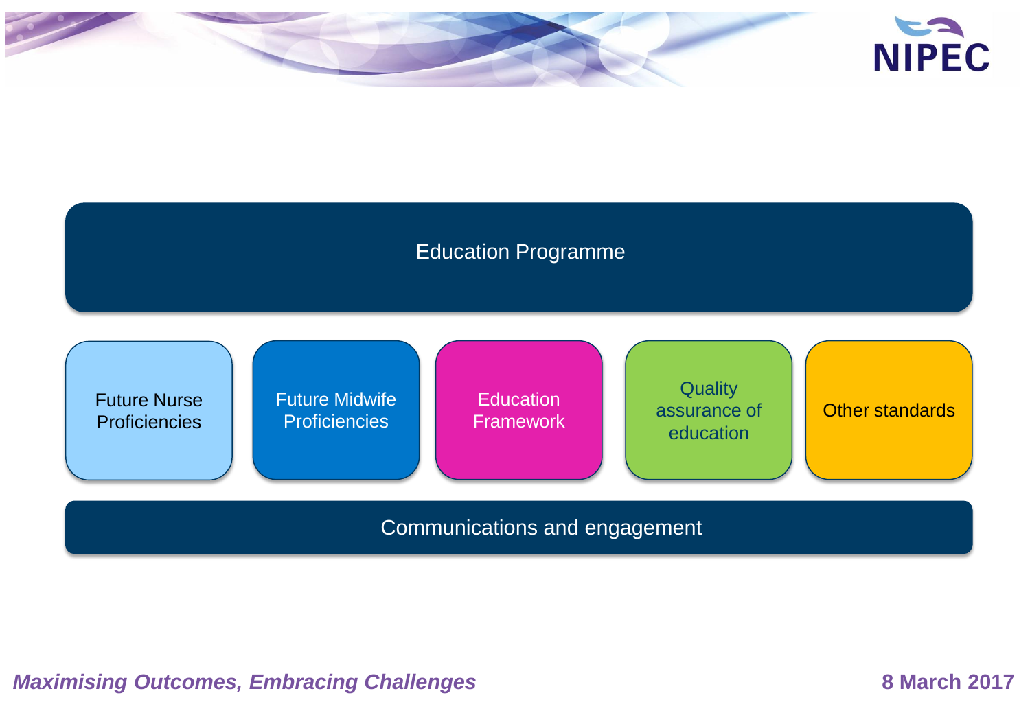Education Programme

- Future Nurse Proficiencies
- Future Midwife Proficiencies
- Education Framework
- Quality assurance of education
- Other standards

Communications and engagement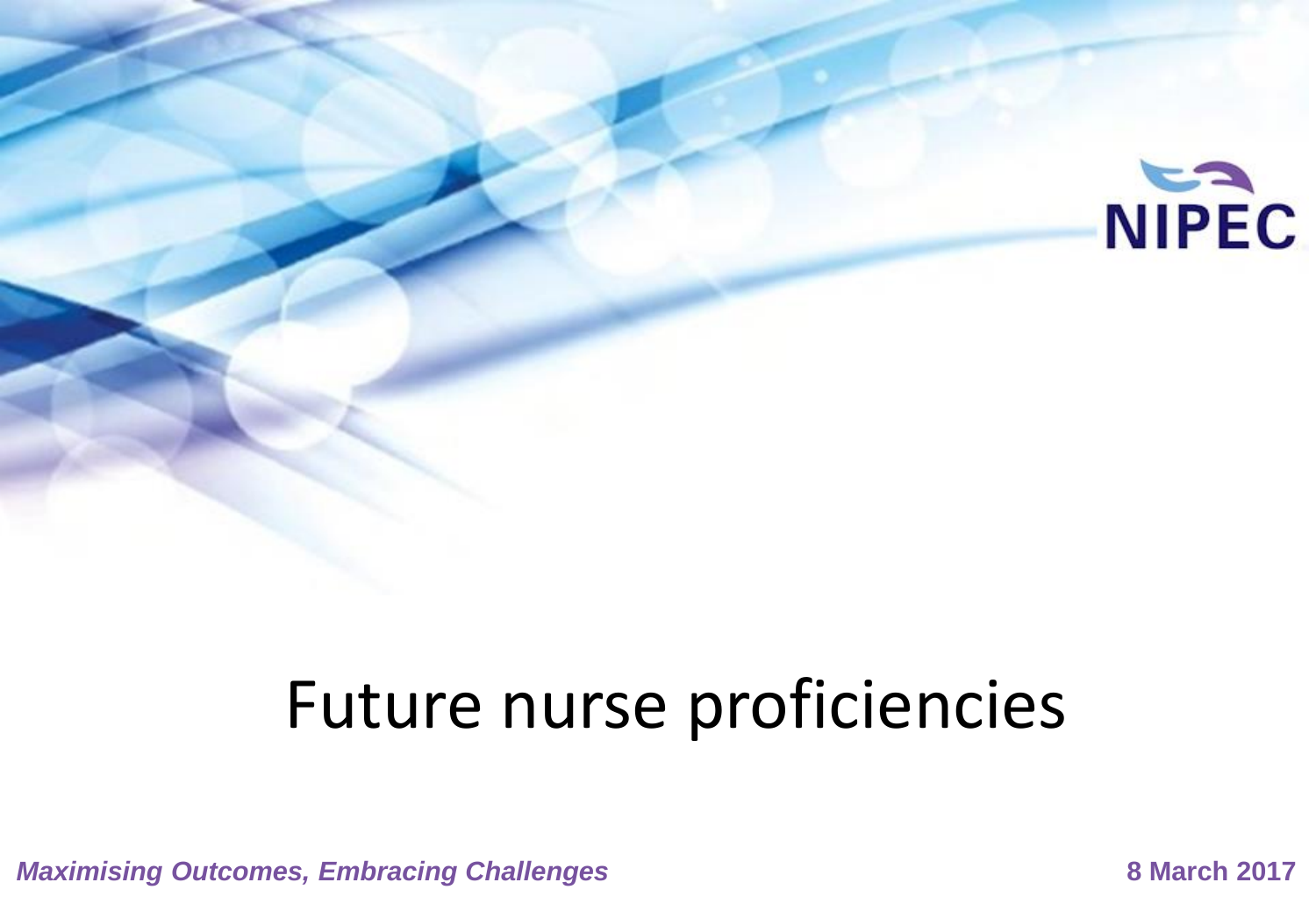# Future nurse proficiencies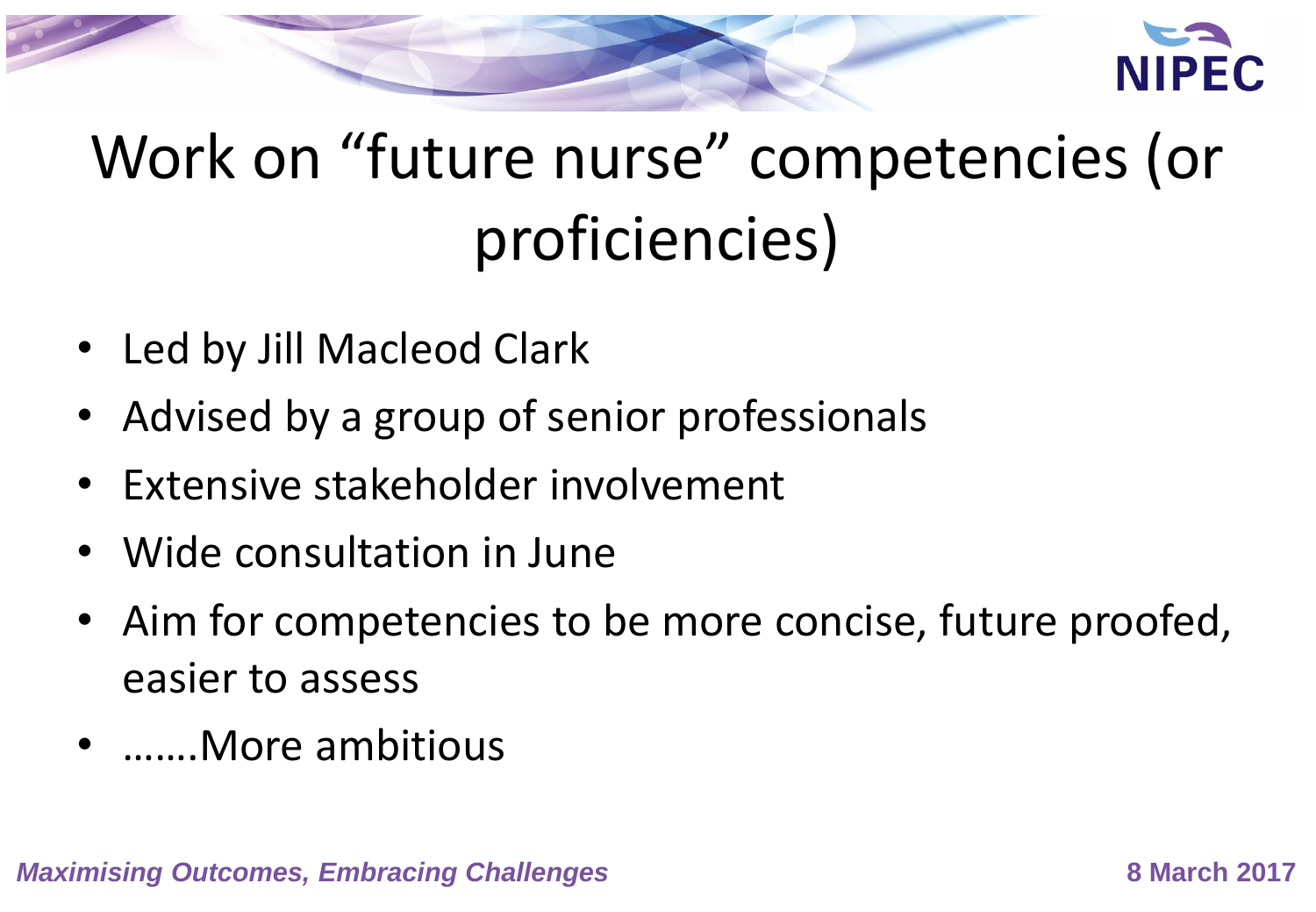# Work on "future nurse" competencies (or proficiencies)

- Led by Jill Macleod Clark
- Advised by a group of senior professionals
- Extensive stakeholder involvement
- Wide consultation in June
- Aim for competencies to be more concise, future proofed, easier to assess
- …….More ambitious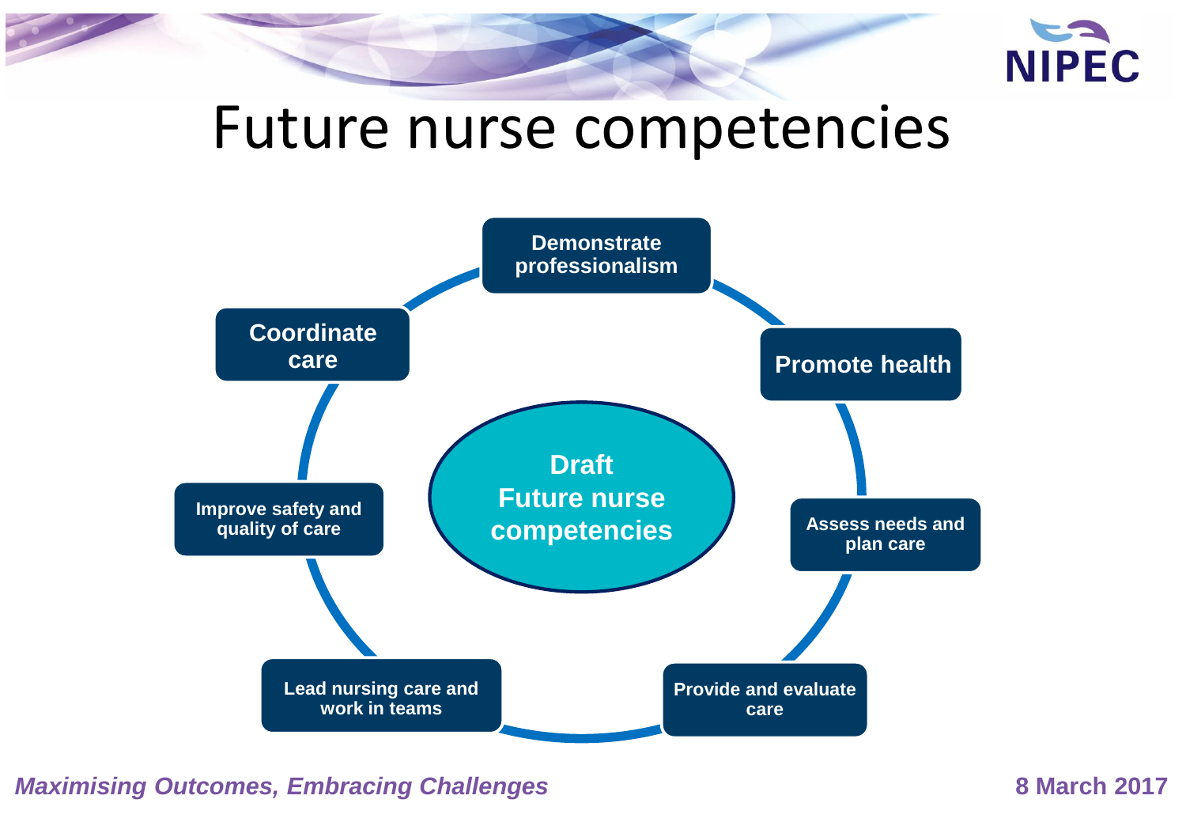# Future nurse competencies

**Draft Future nurse competencies**

- Demonstrate professionalism
- Promote health
- Assess needs and plan care
- Provide and evaluate care
- Lead nursing care and work in teams
- Improve safety and quality of care
- Coordinate care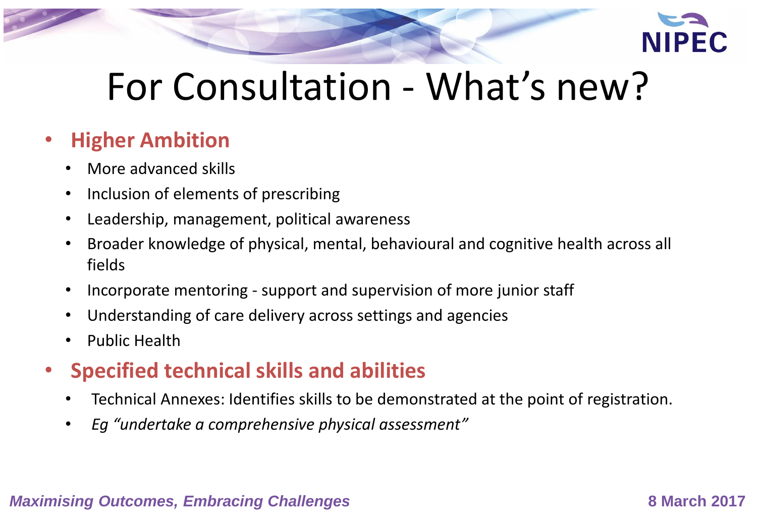# For Consultation - What's new?

- **Higher Ambition**
  - More advanced skills
  - Inclusion of elements of prescribing
  - Leadership, management, political awareness
  - Broader knowledge of physical, mental, behavioural and cognitive health across all fields
  - Incorporate mentoring - support and supervision of more junior staff
  - Understanding of care delivery across settings and agencies
  - Public Health
- **Specified technical skills and abilities**
  - Technical Annexes: Identifies skills to be demonstrated at the point of registration.
  - *Eg "undertake a comprehensive physical assessment"*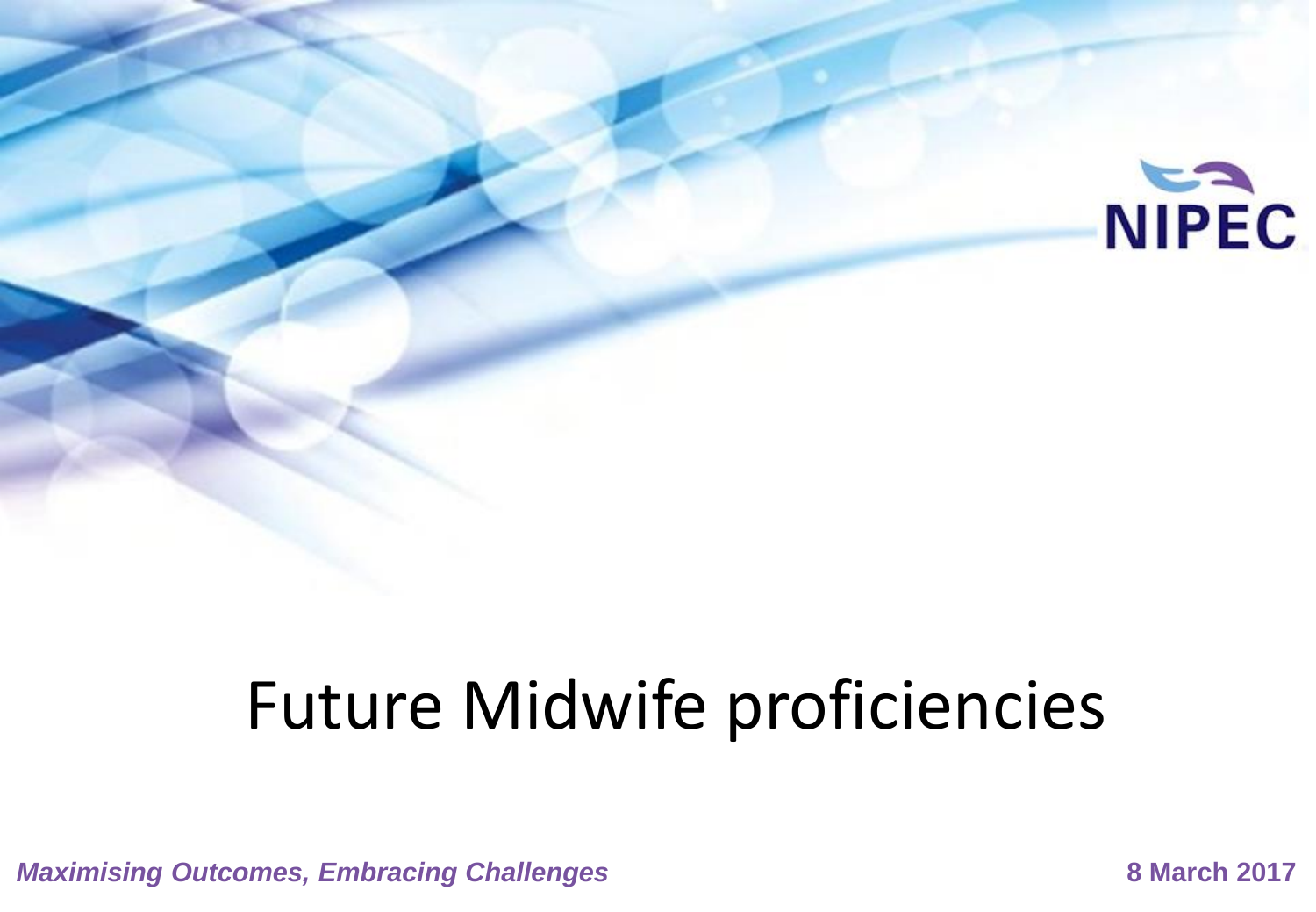NIPEC

# Future Midwife proficiencies

*Maximising Outcomes, Embracing Challenges*

**8 March 2017**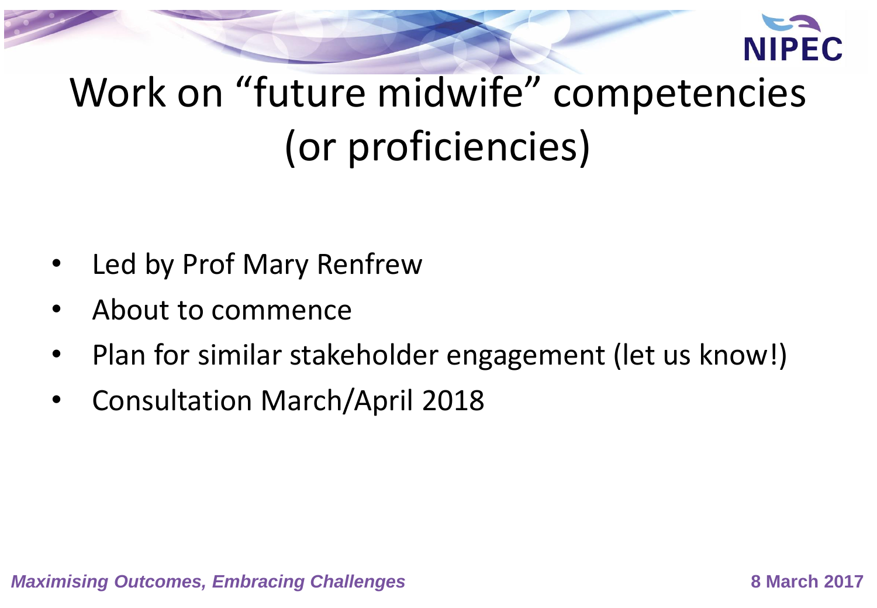# Work on "future midwife" competencies (or proficiencies)

- Led by Prof Mary Renfrew
- About to commence
- Plan for similar stakeholder engagement (let us know!)
- Consultation March/April 2018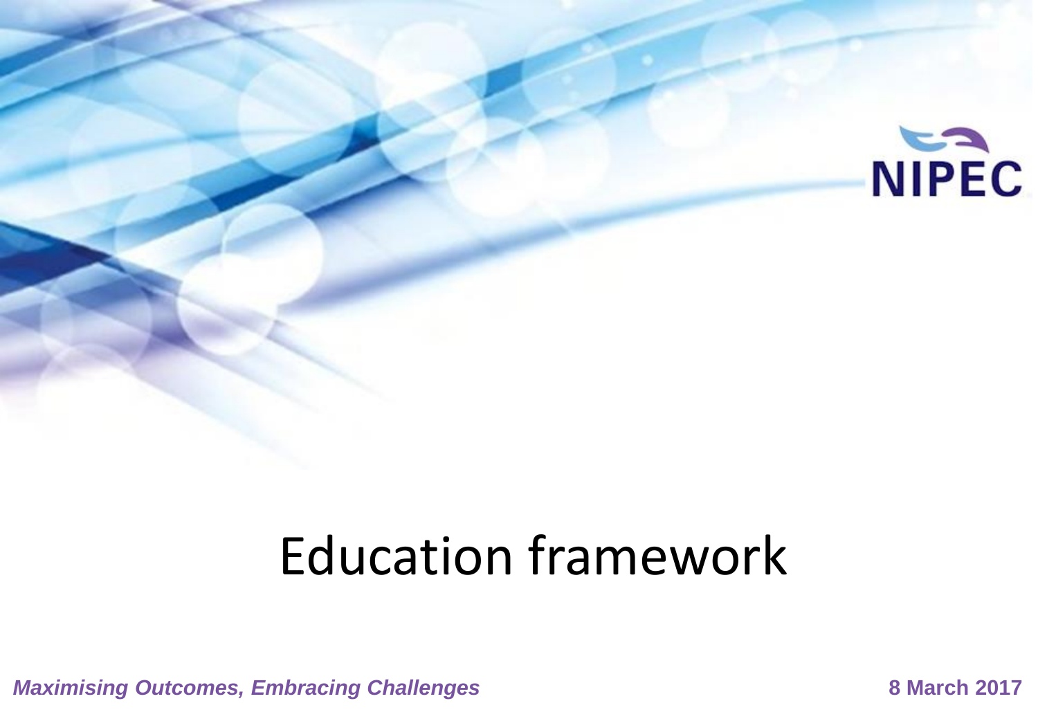# Education framework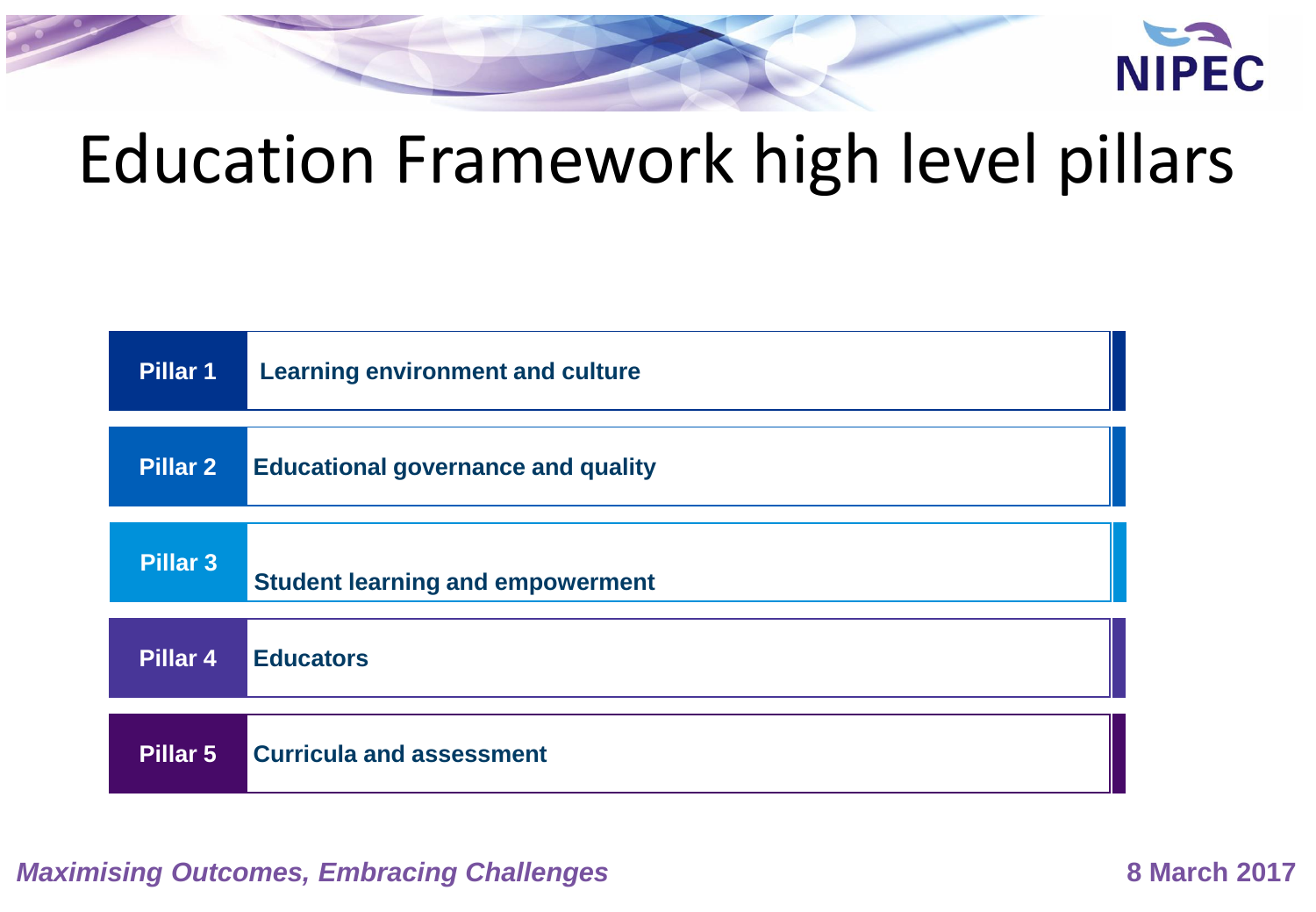# Education Framework high level pillars

| | |
|---|---|
| **Pillar 1** | **Learning environment and culture** |
| **Pillar 2** | **Educational governance and quality** |
| **Pillar 3** | **Student learning and empowerment** |
| **Pillar 4** | **Educators** |
| **Pillar 5** | **Curricula and assessment** |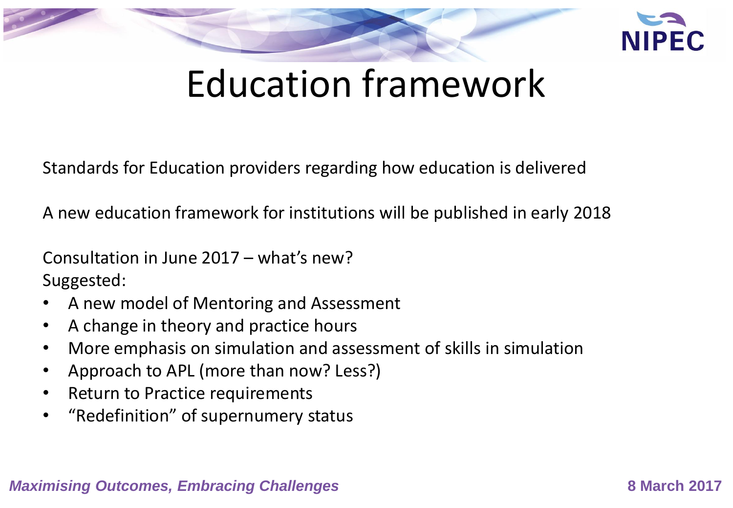# Education framework

Standards for Education providers regarding how education is delivered

A new education framework for institutions will be published in early 2018

Consultation in June 2017 – what's new?
Suggested:

- A new model of Mentoring and Assessment
- A change in theory and practice hours
- More emphasis on simulation and assessment of skills in simulation
- Approach to APL (more than now? Less?)
- Return to Practice requirements
- "Redefinition" of supernumery status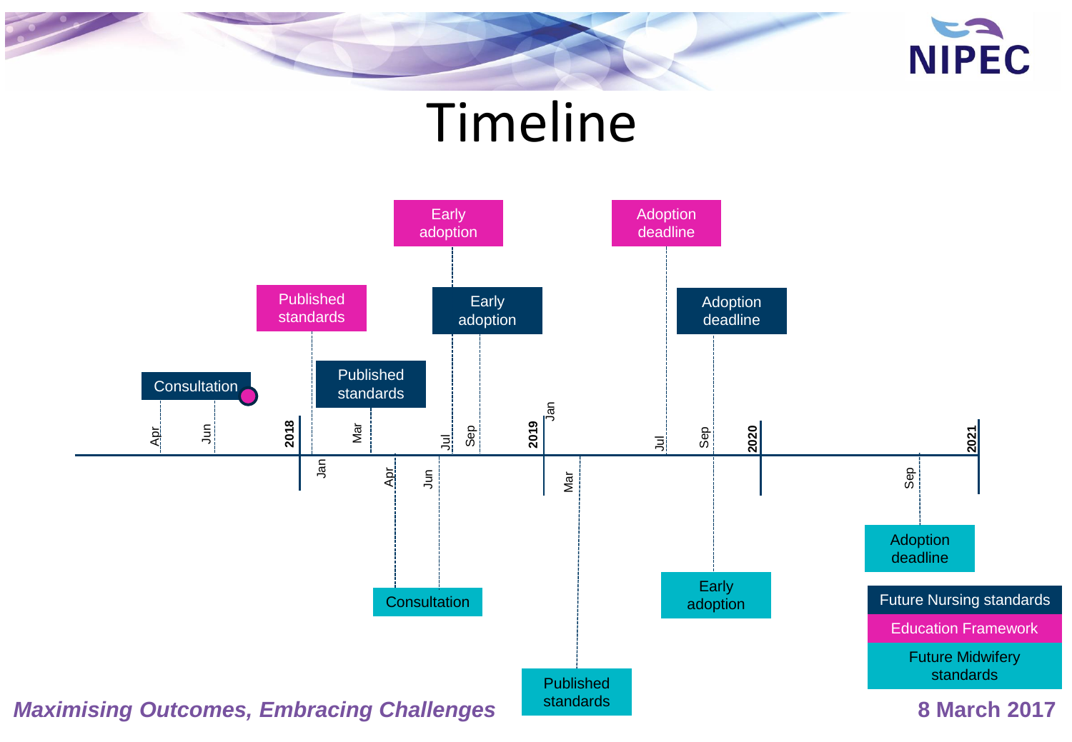# Timeline

**Future Nursing standards**
- Consultation: Apr – Jun 2017
- Published standards: Mar 2018
- Early adoption: Sep 2018
- Adoption deadline: Sep 2019

**Education Framework**
- Published standards: Jan 2018
- Early adoption: Jul 2018
- Adoption deadline: Jul 2019

**Future Midwifery standards**
- Consultation: Apr – Jun 2018
- Published standards: Mar 2019
- Early adoption: Sep 2019
- Adoption deadline: Sep 2020

*Maximising Outcomes, Embracing Challenges*

**8 March 2017**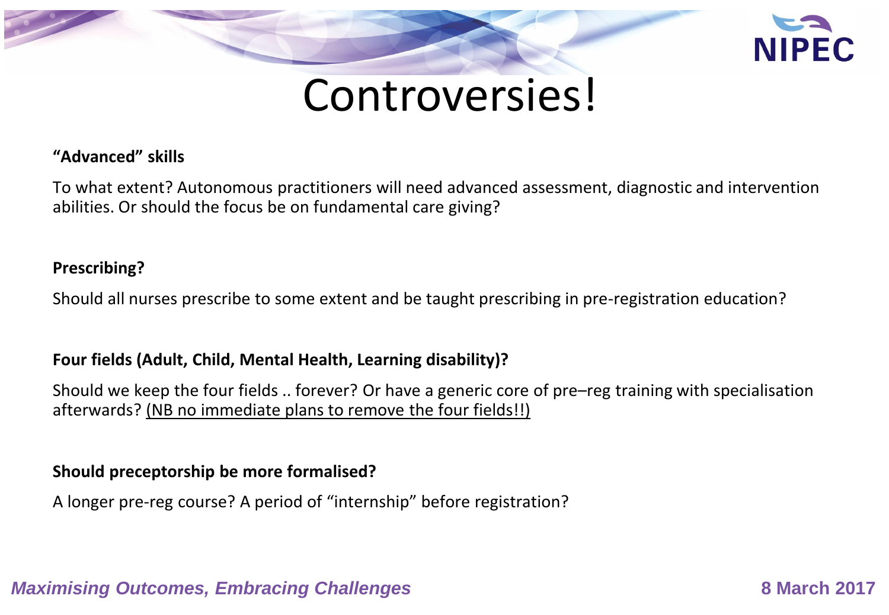# Controversies!

**"Advanced" skills**

To what extent? Autonomous practitioners will need advanced assessment, diagnostic and intervention abilities. Or should the focus be on fundamental care giving?

**Prescribing?**

Should all nurses prescribe to some extent and be taught prescribing in pre-registration education?

**Four fields (Adult, Child, Mental Health, Learning disability)?**

Should we keep the four fields .. forever? Or have a generic core of pre–reg training with specialisation afterwards? <u>(NB no immediate plans to remove the four fields!!)</u>

**Should preceptorship be more formalised?**

A longer pre-reg course? A period of "internship" before registration?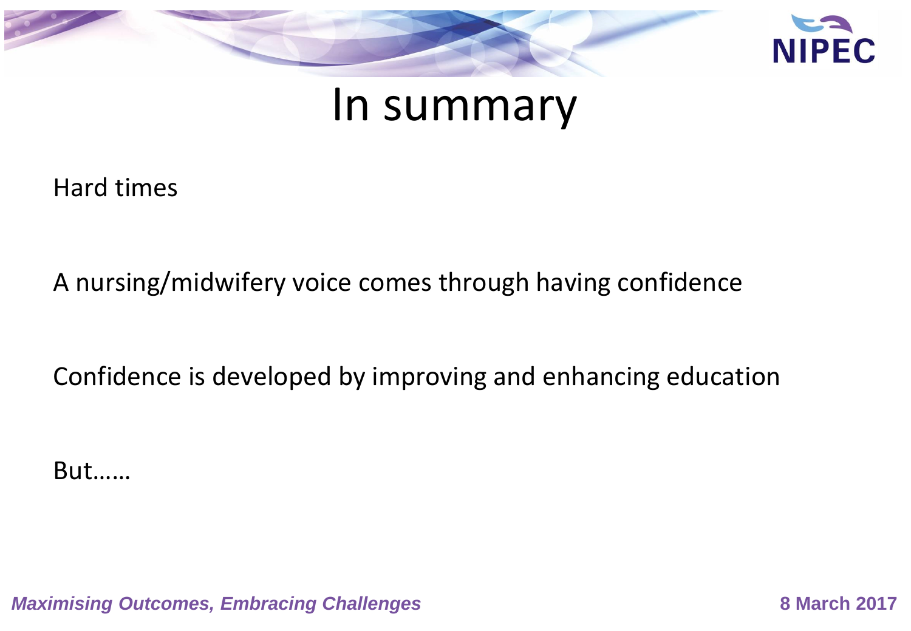# In summary

Hard times

A nursing/midwifery voice comes through having confidence

Confidence is developed by improving and enhancing education

But……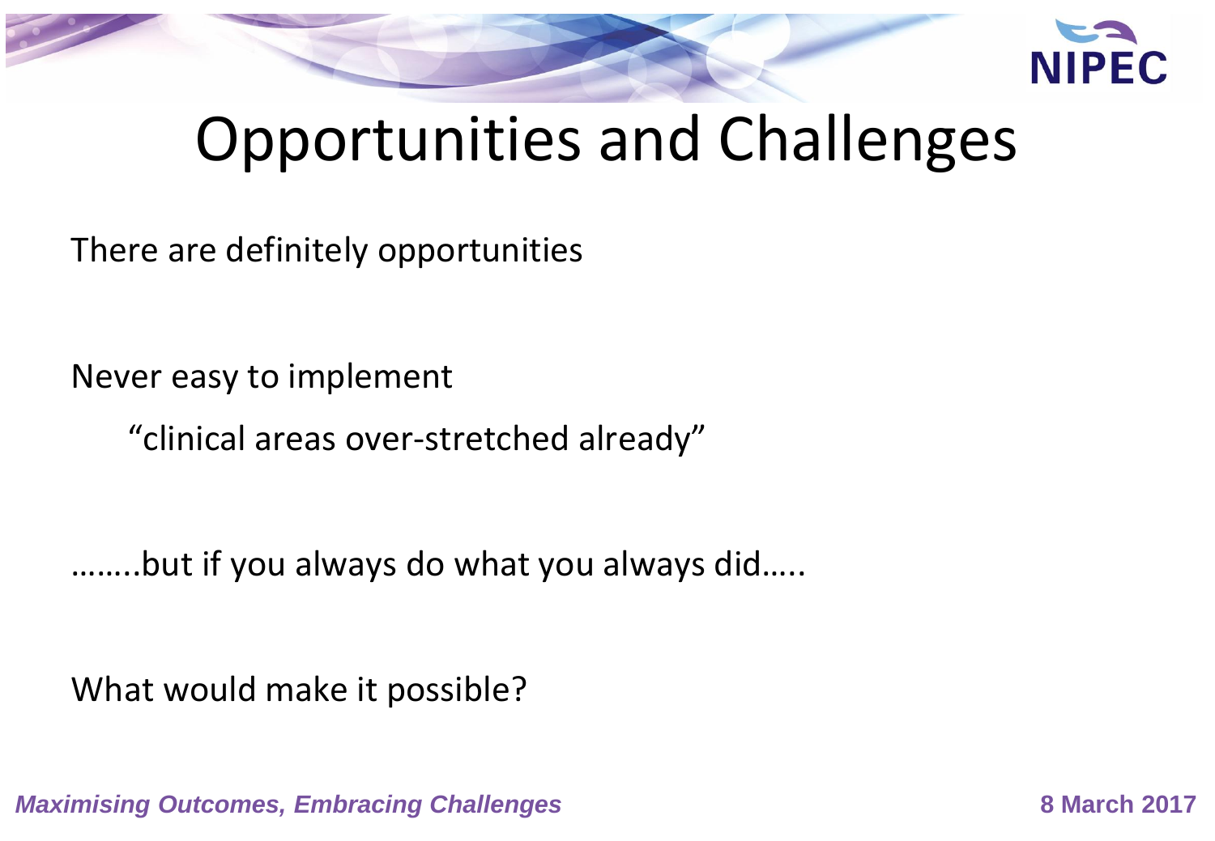# Opportunities and Challenges

There are definitely opportunities

Never easy to implement

  “clinical areas over-stretched already”

……..but if you always do what you always did…..

What would make it possible?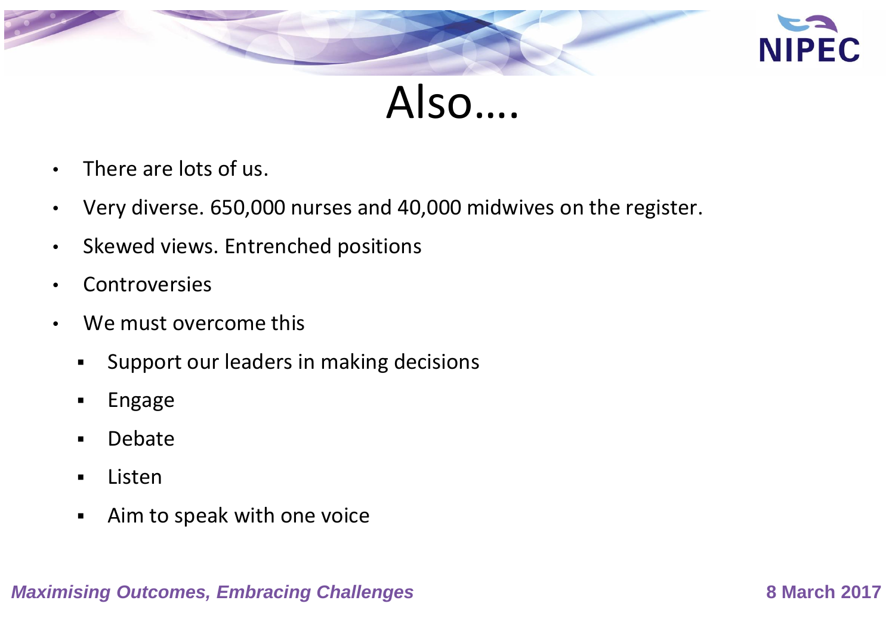# Also….

- There are lots of us.
- Very diverse. 650,000 nurses and 40,000 midwives on the register.
- Skewed views. Entrenched positions
- Controversies
- We must overcome this
  - Support our leaders in making decisions
  - Engage
  - Debate
  - Listen
  - Aim to speak with one voice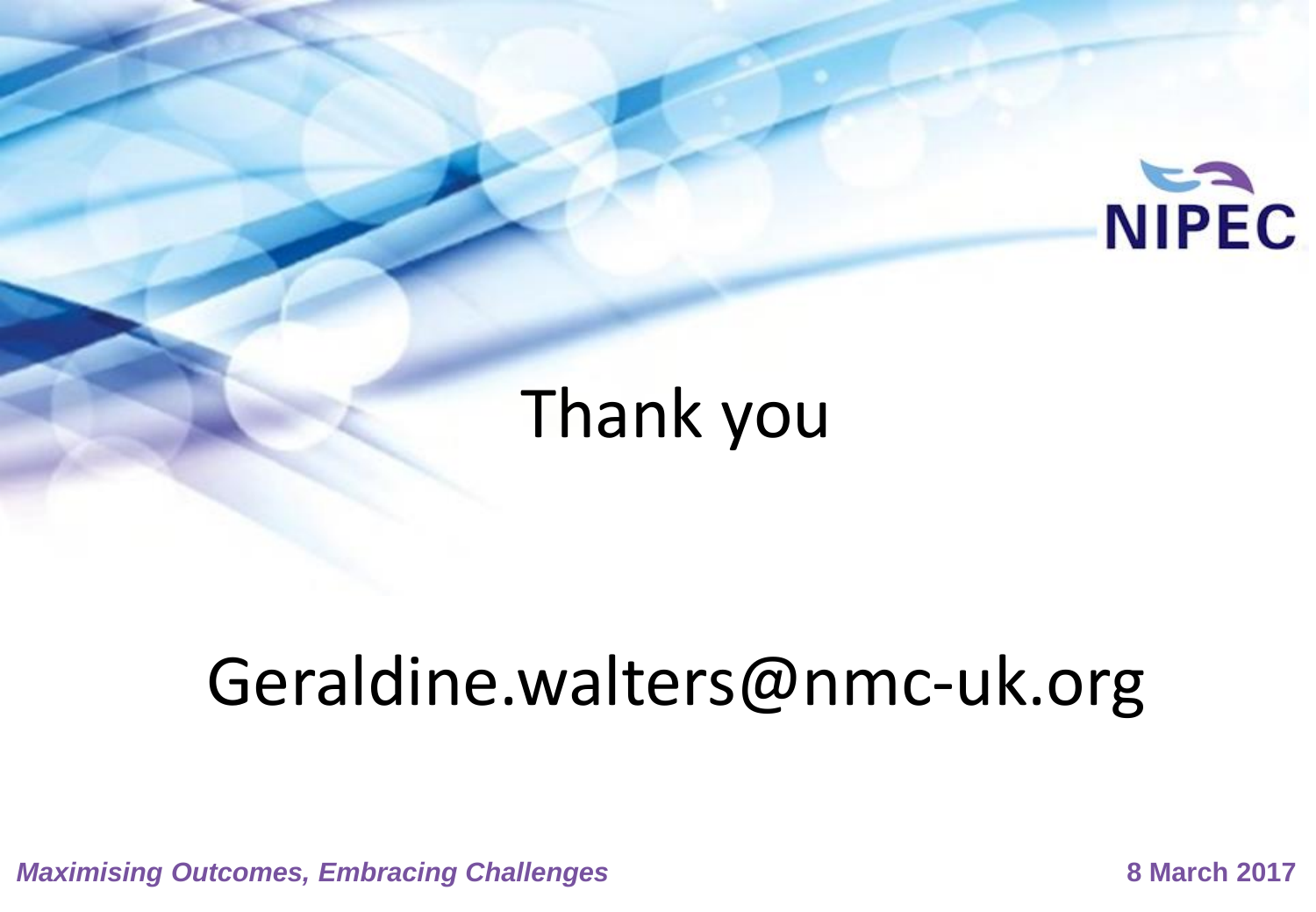NIPEC

# Thank you

Geraldine.walters@nmc-uk.org